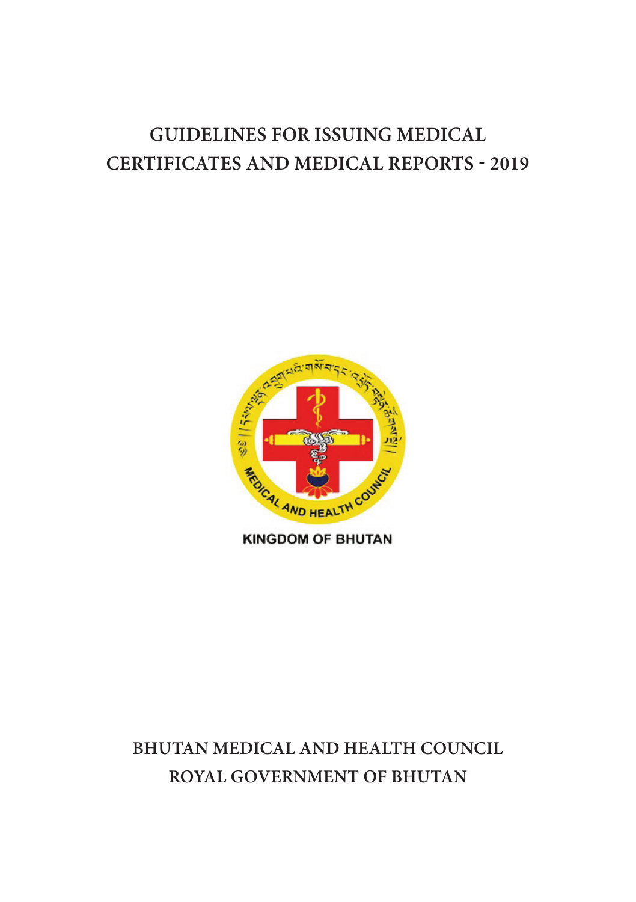# GUIDELINES FOR ISSUING MEDICAL CERTIFICATES AND MEDICAL REPORTS - 2019

KINGDOM OF BHUTAN

**BHUTAN MEDICAL AND HEALTH COUNCIL**
**ROYAL GOVERNMENT OF BHUTAN**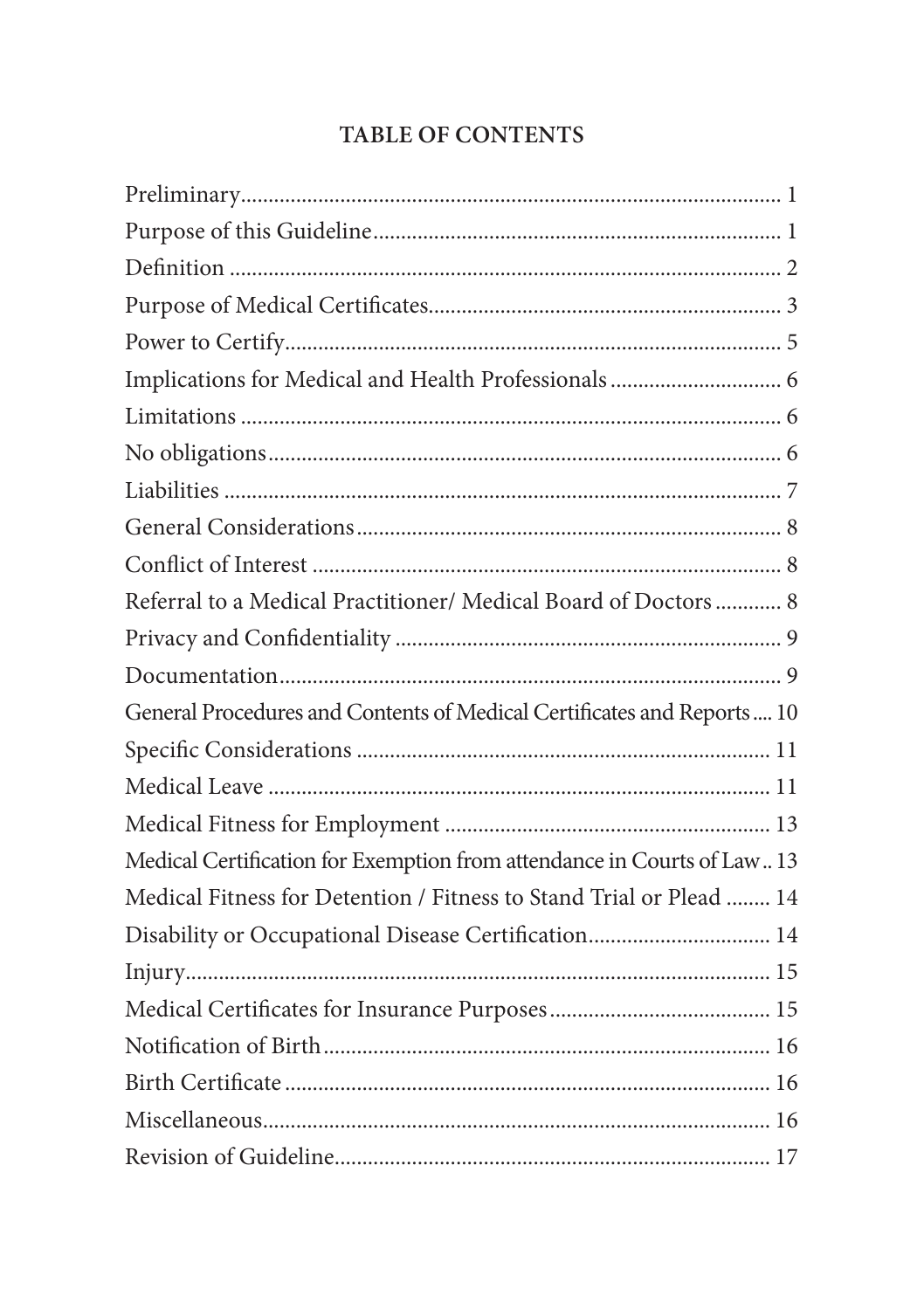# TABLE OF CONTENTS

| | |
|---|---|
| Preliminary | 1 |
| Purpose of this Guideline | 1 |
| Definition | 2 |
| Purpose of Medical Certificates | 3 |
| Power to Certify | 5 |
| Implications for Medical and Health Professionals | 6 |
| Limitations | 6 |
| No obligations | 6 |
| Liabilities | 7 |
| General Considerations | 8 |
| Conflict of Interest | 8 |
| Referral to a Medical Practitioner/ Medical Board of Doctors | 8 |
| Privacy and Confidentiality | 9 |
| Documentation | 9 |
| General Procedures and Contents of Medical Certificates and Reports | 10 |
| Specific Considerations | 11 |
| Medical Leave | 11 |
| Medical Fitness for Employment | 13 |
| Medical Certification for Exemption from attendance in Courts of Law | 13 |
| Medical Fitness for Detention / Fitness to Stand Trial or Plead | 14 |
| Disability or Occupational Disease Certification | 14 |
| Injury | 15 |
| Medical Certificates for Insurance Purposes | 15 |
| Notification of Birth | 16 |
| Birth Certificate | 16 |
| Miscellaneous | 16 |
| Revision of Guideline | 17 |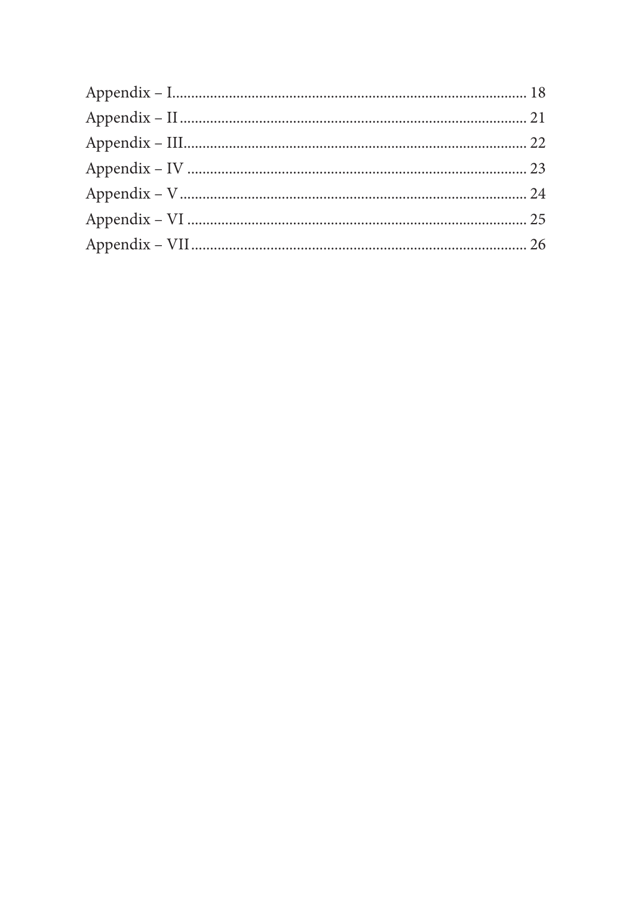Appendix – I........................................................................................ 18
Appendix – II....................................................................................... 21
Appendix – III...................................................................................... 22
Appendix – IV ...................................................................................... 23
Appendix – V........................................................................................ 24
Appendix – VI ...................................................................................... 25
Appendix – VII..................................................................................... 26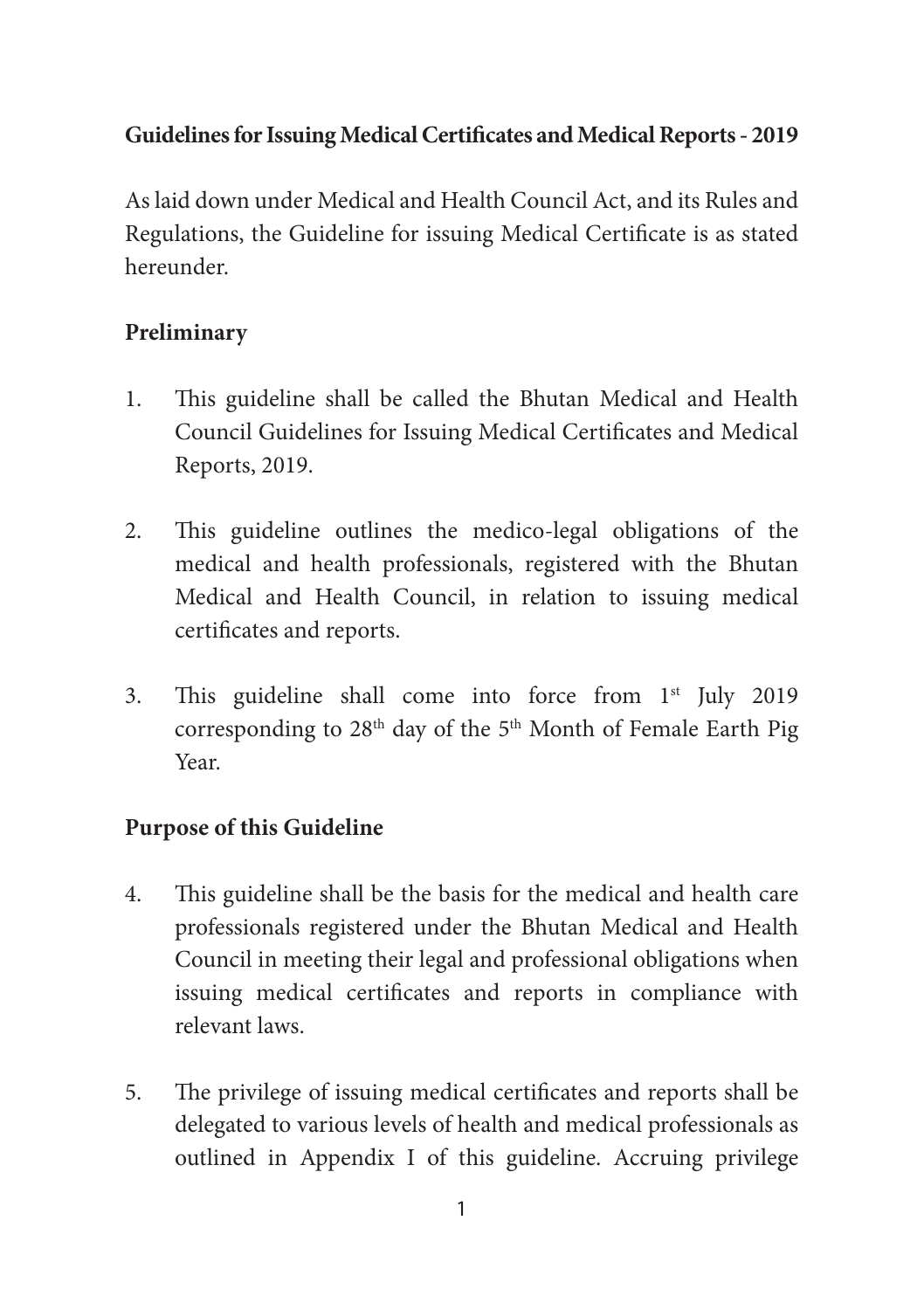**Guidelines for Issuing Medical Certificates and Medical Reports - 2019**

As laid down under Medical and Health Council Act, and its Rules and Regulations, the Guideline for issuing Medical Certificate is as stated hereunder.

**Preliminary**

1. This guideline shall be called the Bhutan Medical and Health Council Guidelines for Issuing Medical Certificates and Medical Reports, 2019.

2. This guideline outlines the medico-legal obligations of the medical and health professionals, registered with the Bhutan Medical and Health Council, in relation to issuing medical certificates and reports.

3. This guideline shall come into force from 1st July 2019 corresponding to 28th day of the 5th Month of Female Earth Pig Year.

**Purpose of this Guideline**

4. This guideline shall be the basis for the medical and health care professionals registered under the Bhutan Medical and Health Council in meeting their legal and professional obligations when issuing medical certificates and reports in compliance with relevant laws.

5. The privilege of issuing medical certificates and reports shall be delegated to various levels of health and medical professionals as outlined in Appendix I of this guideline. Accruing privilege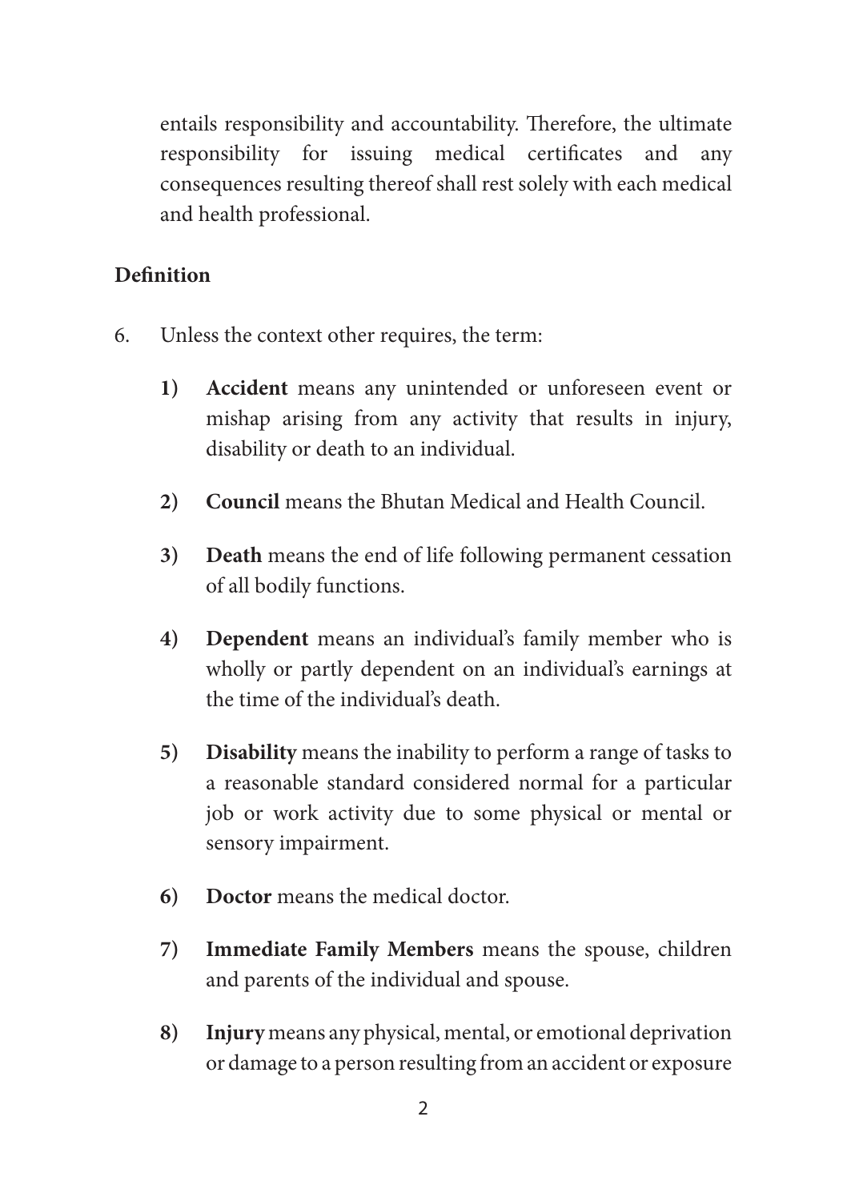entails responsibility and accountability. Therefore, the ultimate responsibility for issuing medical certificates and any consequences resulting thereof shall rest solely with each medical and health professional.

## Definition

6. Unless the context other requires, the term:

   1) **Accident** means any unintended or unforeseen event or mishap arising from any activity that results in injury, disability or death to an individual.

   2) **Council** means the Bhutan Medical and Health Council.

   3) **Death** means the end of life following permanent cessation of all bodily functions.

   4) **Dependent** means an individual's family member who is wholly or partly dependent on an individual's earnings at the time of the individual's death.

   5) **Disability** means the inability to perform a range of tasks to a reasonable standard considered normal for a particular job or work activity due to some physical or mental or sensory impairment.

   6) **Doctor** means the medical doctor.

   7) **Immediate Family Members** means the spouse, children and parents of the individual and spouse.

   8) **Injury** means any physical, mental, or emotional deprivation or damage to a person resulting from an accident or exposure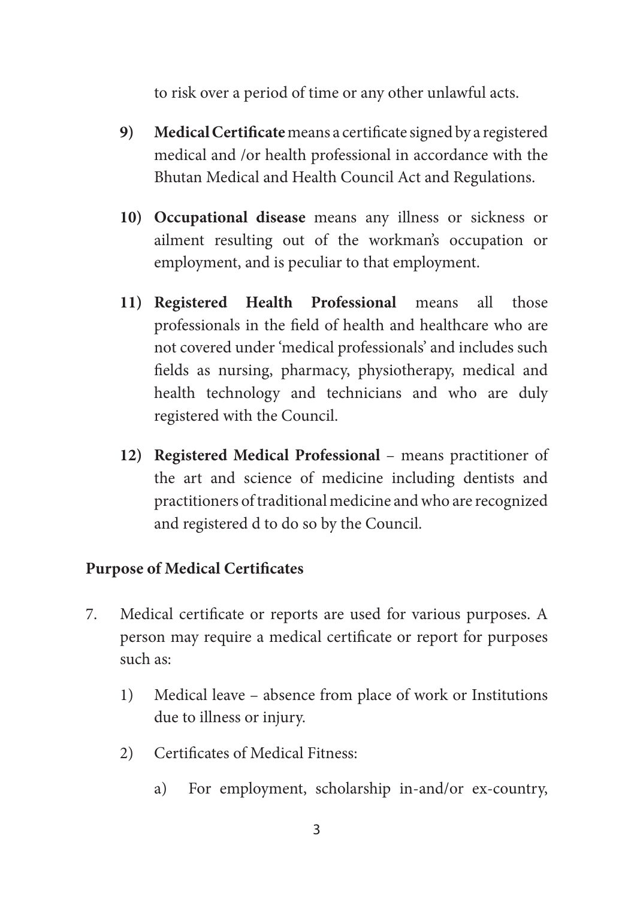to risk over a period of time or any other unlawful acts.

9) **Medical Certificate** means a certificate signed by a registered medical and /or health professional in accordance with the Bhutan Medical and Health Council Act and Regulations.

10) **Occupational disease** means any illness or sickness or ailment resulting out of the workman's occupation or employment, and is peculiar to that employment.

11) **Registered Health Professional** means all those professionals in the field of health and healthcare who are not covered under 'medical professionals' and includes such fields as nursing, pharmacy, physiotherapy, medical and health technology and technicians and who are duly registered with the Council.

12) **Registered Medical Professional** – means practitioner of the art and science of medicine including dentists and practitioners of traditional medicine and who are recognized and registered d to do so by the Council.

**Purpose of Medical Certificates**

7. Medical certificate or reports are used for various purposes. A person may require a medical certificate or report for purposes such as:

   1) Medical leave – absence from place of work or Institutions due to illness or injury.

   2) Certificates of Medical Fitness:

      a) For employment, scholarship in-and/or ex-country,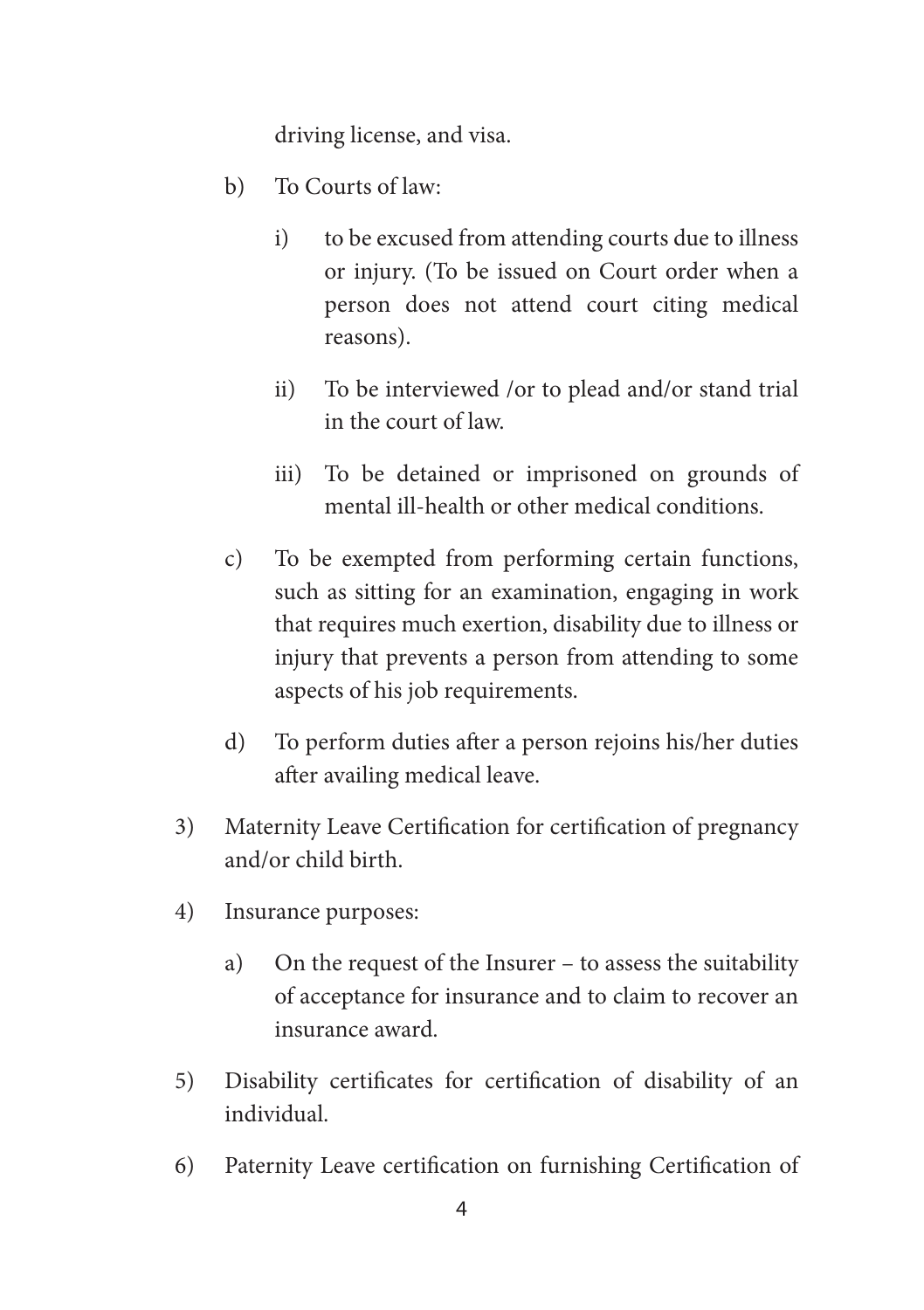driving license, and visa.

b) To Courts of law:

   i) to be excused from attending courts due to illness or injury. (To be issued on Court order when a person does not attend court citing medical reasons).

   ii) To be interviewed /or to plead and/or stand trial in the court of law.

   iii) To be detained or imprisoned on grounds of mental ill-health or other medical conditions.

c) To be exempted from performing certain functions, such as sitting for an examination, engaging in work that requires much exertion, disability due to illness or injury that prevents a person from attending to some aspects of his job requirements.

d) To perform duties after a person rejoins his/her duties after availing medical leave.

3) Maternity Leave Certification for certification of pregnancy and/or child birth.

4) Insurance purposes:

   a) On the request of the Insurer – to assess the suitability of acceptance for insurance and to claim to recover an insurance award.

5) Disability certificates for certification of disability of an individual.

6) Paternity Leave certification on furnishing Certification of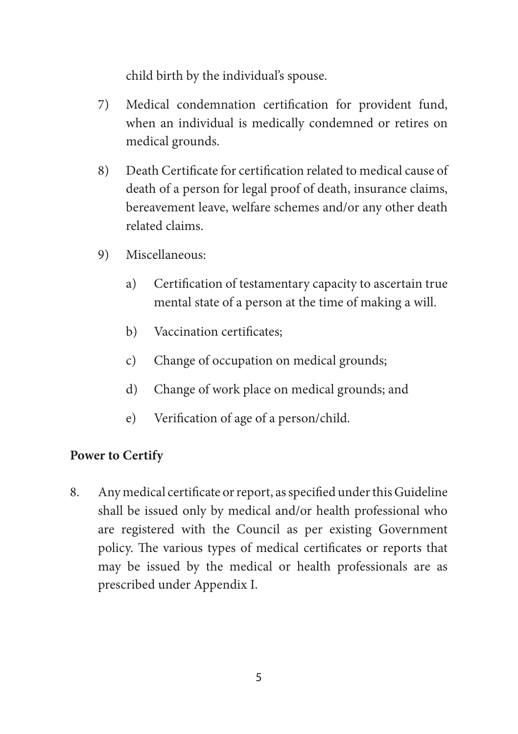child birth by the individual's spouse.

7) Medical condemnation certification for provident fund, when an individual is medically condemned or retires on medical grounds.

8) Death Certificate for certification related to medical cause of death of a person for legal proof of death, insurance claims, bereavement leave, welfare schemes and/or any other death related claims.

9) Miscellaneous:

   a) Certification of testamentary capacity to ascertain true mental state of a person at the time of making a will.

   b) Vaccination certificates;

   c) Change of occupation on medical grounds;

   d) Change of work place on medical grounds; and

   e) Verification of age of a person/child.

**Power to Certify**

8. Any medical certificate or report, as specified under this Guideline shall be issued only by medical and/or health professional who are registered with the Council as per existing Government policy. The various types of medical certificates or reports that may be issued by the medical or health professionals are as prescribed under Appendix I.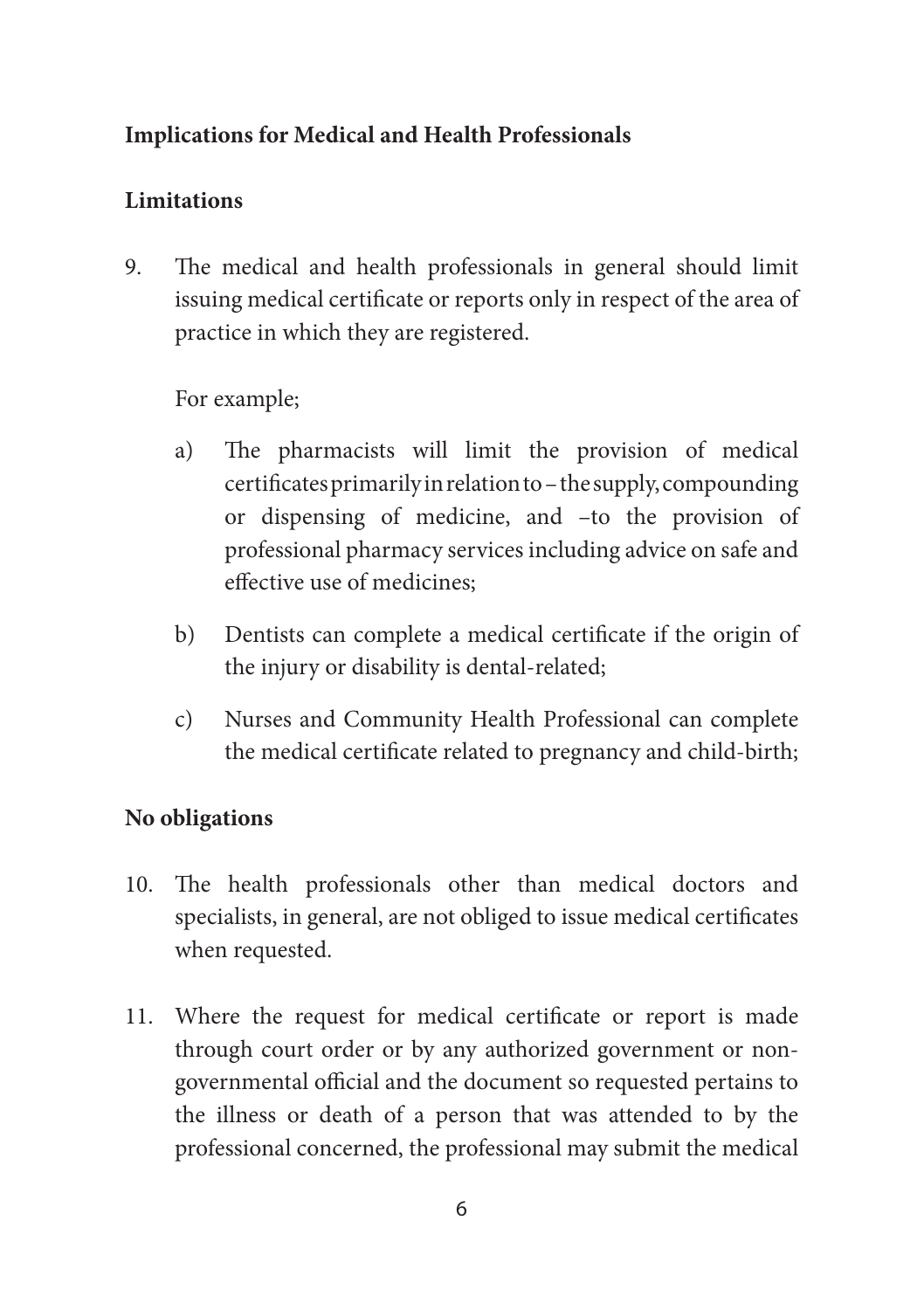**Implications for Medical and Health Professionals**

**Limitations**

9. The medical and health professionals in general should limit issuing medical certificate or reports only in respect of the area of practice in which they are registered.

   For example;

   a) The pharmacists will limit the provision of medical certificates primarily in relation to – the supply, compounding or dispensing of medicine, and –to the provision of professional pharmacy services including advice on safe and effective use of medicines;

   b) Dentists can complete a medical certificate if the origin of the injury or disability is dental-related;

   c) Nurses and Community Health Professional can complete the medical certificate related to pregnancy and child-birth;

**No obligations**

10. The health professionals other than medical doctors and specialists, in general, are not obliged to issue medical certificates when requested.

11. Where the request for medical certificate or report is made through court order or by any authorized government or non-governmental official and the document so requested pertains to the illness or death of a person that was attended to by the professional concerned, the professional may submit the medical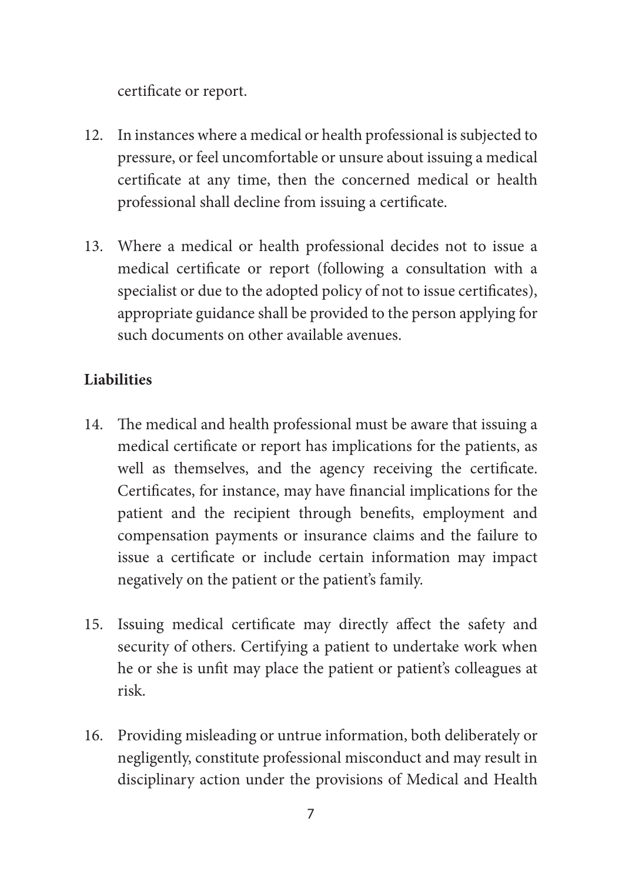certificate or report.

12. In instances where a medical or health professional is subjected to pressure, or feel uncomfortable or unsure about issuing a medical certificate at any time, then the concerned medical or health professional shall decline from issuing a certificate.

13. Where a medical or health professional decides not to issue a medical certificate or report (following a consultation with a specialist or due to the adopted policy of not to issue certificates), appropriate guidance shall be provided to the person applying for such documents on other available avenues.

**Liabilities**

14. The medical and health professional must be aware that issuing a medical certificate or report has implications for the patients, as well as themselves, and the agency receiving the certificate. Certificates, for instance, may have financial implications for the patient and the recipient through benefits, employment and compensation payments or insurance claims and the failure to issue a certificate or include certain information may impact negatively on the patient or the patient's family.

15. Issuing medical certificate may directly affect the safety and security of others. Certifying a patient to undertake work when he or she is unfit may place the patient or patient's colleagues at risk.

16. Providing misleading or untrue information, both deliberately or negligently, constitute professional misconduct and may result in disciplinary action under the provisions of Medical and Health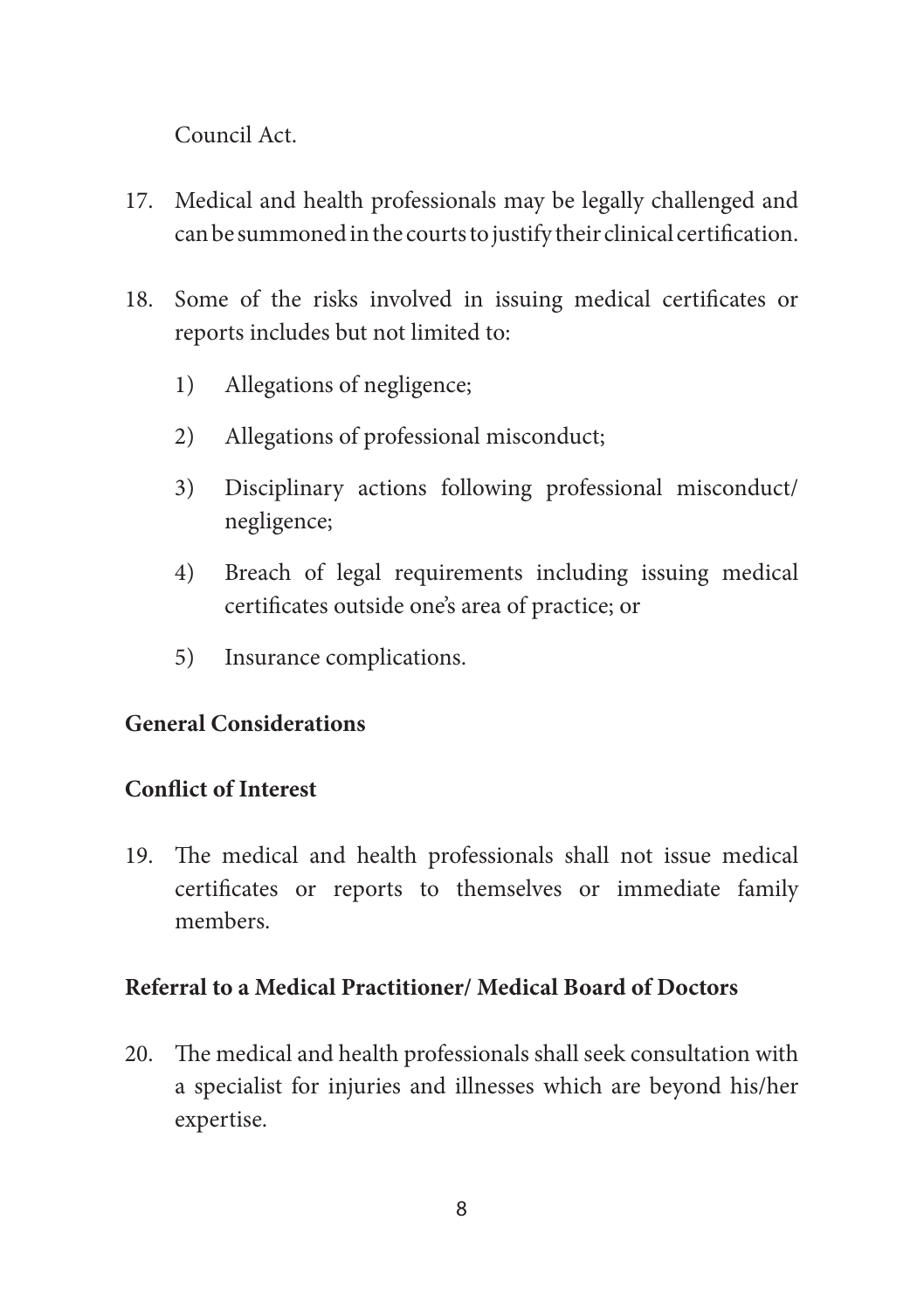Council Act.

17. Medical and health professionals may be legally challenged and can be summoned in the courts to justify their clinical certification.

18. Some of the risks involved in issuing medical certificates or reports includes but not limited to:

    1) Allegations of negligence;

    2) Allegations of professional misconduct;

    3) Disciplinary actions following professional misconduct/ negligence;

    4) Breach of legal requirements including issuing medical certificates outside one's area of practice; or

    5) Insurance complications.

**General Considerations**

**Conflict of Interest**

19. The medical and health professionals shall not issue medical certificates or reports to themselves or immediate family members.

**Referral to a Medical Practitioner/ Medical Board of Doctors**

20. The medical and health professionals shall seek consultation with a specialist for injuries and illnesses which are beyond his/her expertise.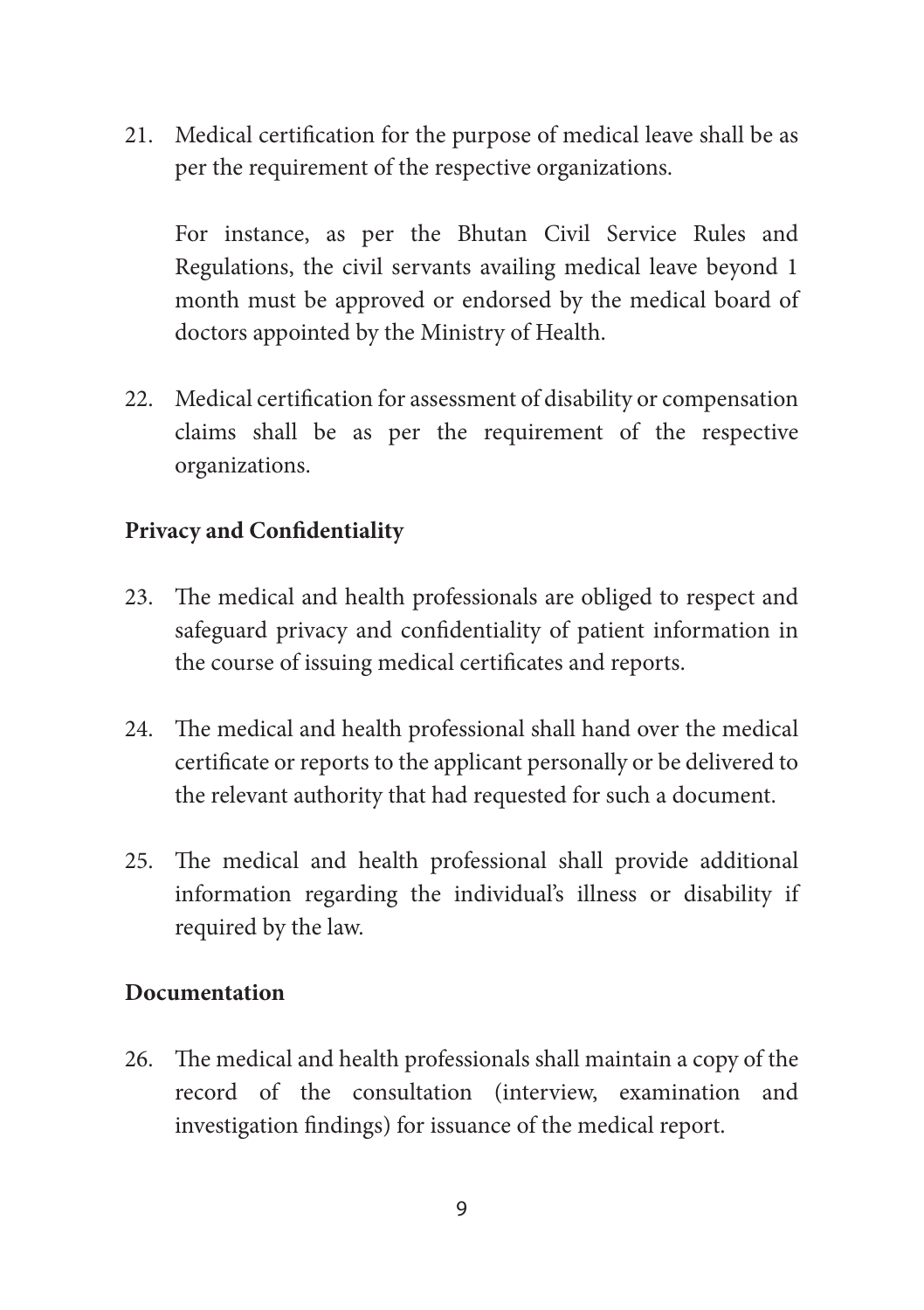21. Medical certification for the purpose of medical leave shall be as per the requirement of the respective organizations.

    For instance, as per the Bhutan Civil Service Rules and Regulations, the civil servants availing medical leave beyond 1 month must be approved or endorsed by the medical board of doctors appointed by the Ministry of Health.

22. Medical certification for assessment of disability or compensation claims shall be as per the requirement of the respective organizations.

**Privacy and Confidentiality**

23. The medical and health professionals are obliged to respect and safeguard privacy and confidentiality of patient information in the course of issuing medical certificates and reports.

24. The medical and health professional shall hand over the medical certificate or reports to the applicant personally or be delivered to the relevant authority that had requested for such a document.

25. The medical and health professional shall provide additional information regarding the individual's illness or disability if required by the law.

**Documentation**

26. The medical and health professionals shall maintain a copy of the record of the consultation (interview, examination and investigation findings) for issuance of the medical report.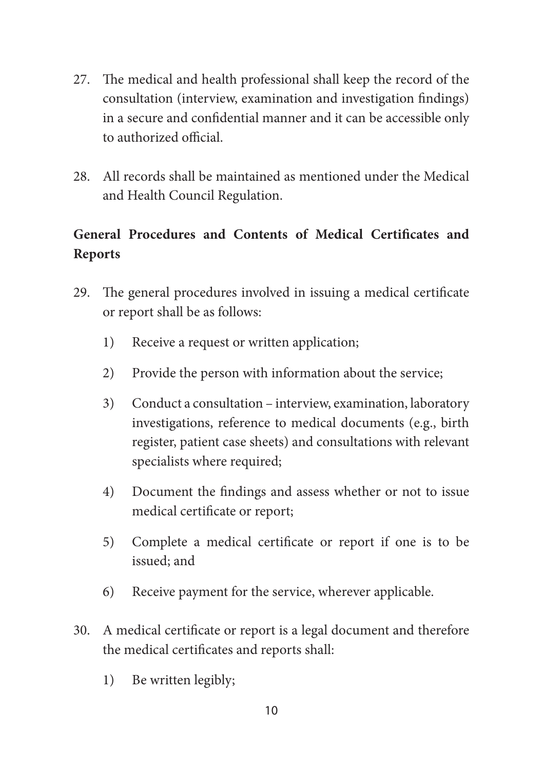27. The medical and health professional shall keep the record of the consultation (interview, examination and investigation findings) in a secure and confidential manner and it can be accessible only to authorized official.

28. All records shall be maintained as mentioned under the Medical and Health Council Regulation.

**General Procedures and Contents of Medical Certificates and Reports**

29. The general procedures involved in issuing a medical certificate or report shall be as follows:

    1) Receive a request or written application;

    2) Provide the person with information about the service;

    3) Conduct a consultation – interview, examination, laboratory investigations, reference to medical documents (e.g., birth register, patient case sheets) and consultations with relevant specialists where required;

    4) Document the findings and assess whether or not to issue medical certificate or report;

    5) Complete a medical certificate or report if one is to be issued; and

    6) Receive payment for the service, wherever applicable.

30. A medical certificate or report is a legal document and therefore the medical certificates and reports shall:

    1) Be written legibly;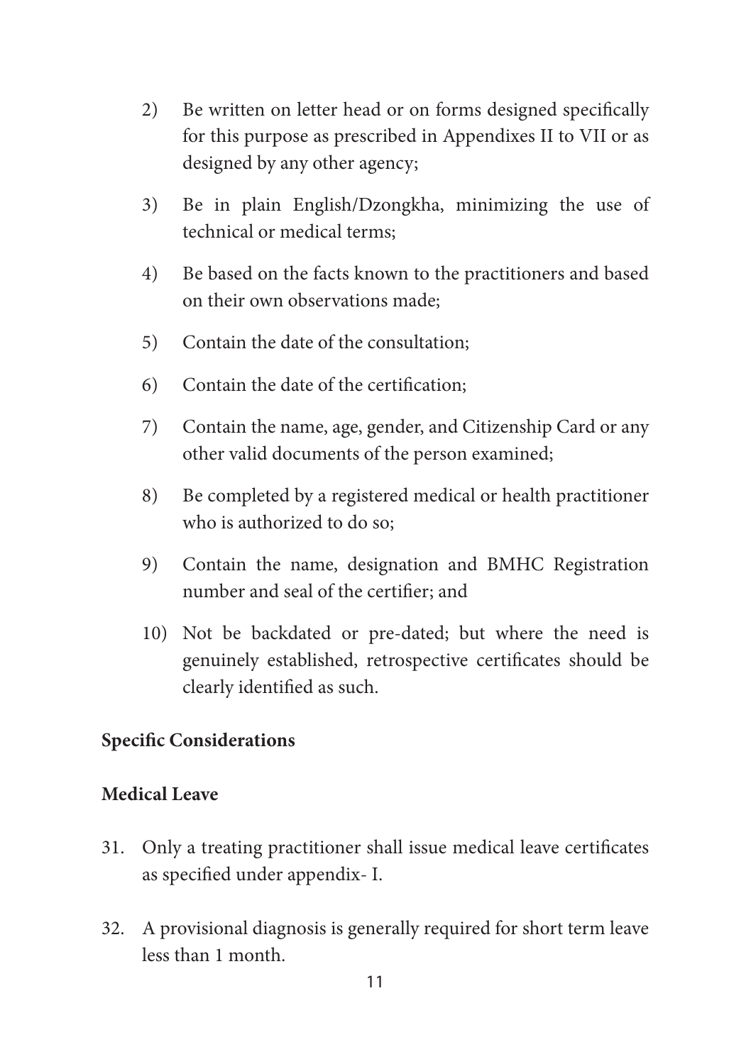2) Be written on letter head or on forms designed specifically for this purpose as prescribed in Appendixes II to VII or as designed by any other agency;

3) Be in plain English/Dzongkha, minimizing the use of technical or medical terms;

4) Be based on the facts known to the practitioners and based on their own observations made;

5) Contain the date of the consultation;

6) Contain the date of the certification;

7) Contain the name, age, gender, and Citizenship Card or any other valid documents of the person examined;

8) Be completed by a registered medical or health practitioner who is authorized to do so;

9) Contain the name, designation and BMHC Registration number and seal of the certifier; and

10) Not be backdated or pre-dated; but where the need is genuinely established, retrospective certificates should be clearly identified as such.

**Specific Considerations**

**Medical Leave**

31. Only a treating practitioner shall issue medical leave certificates as specified under appendix- I.

32. A provisional diagnosis is generally required for short term leave less than 1 month.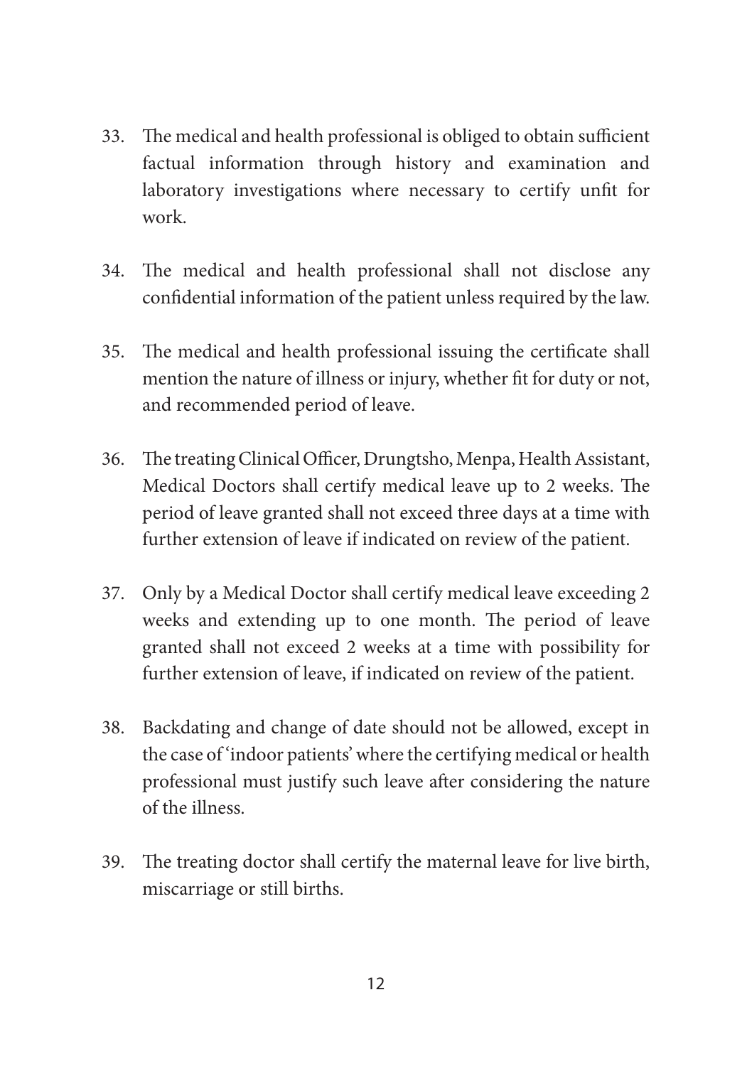33. The medical and health professional is obliged to obtain sufficient factual information through history and examination and laboratory investigations where necessary to certify unfit for work.

34. The medical and health professional shall not disclose any confidential information of the patient unless required by the law.

35. The medical and health professional issuing the certificate shall mention the nature of illness or injury, whether fit for duty or not, and recommended period of leave.

36. The treating Clinical Officer, Drungtsho, Menpa, Health Assistant, Medical Doctors shall certify medical leave up to 2 weeks. The period of leave granted shall not exceed three days at a time with further extension of leave if indicated on review of the patient.

37. Only by a Medical Doctor shall certify medical leave exceeding 2 weeks and extending up to one month. The period of leave granted shall not exceed 2 weeks at a time with possibility for further extension of leave, if indicated on review of the patient.

38. Backdating and change of date should not be allowed, except in the case of 'indoor patients' where the certifying medical or health professional must justify such leave after considering the nature of the illness.

39. The treating doctor shall certify the maternal leave for live birth, miscarriage or still births.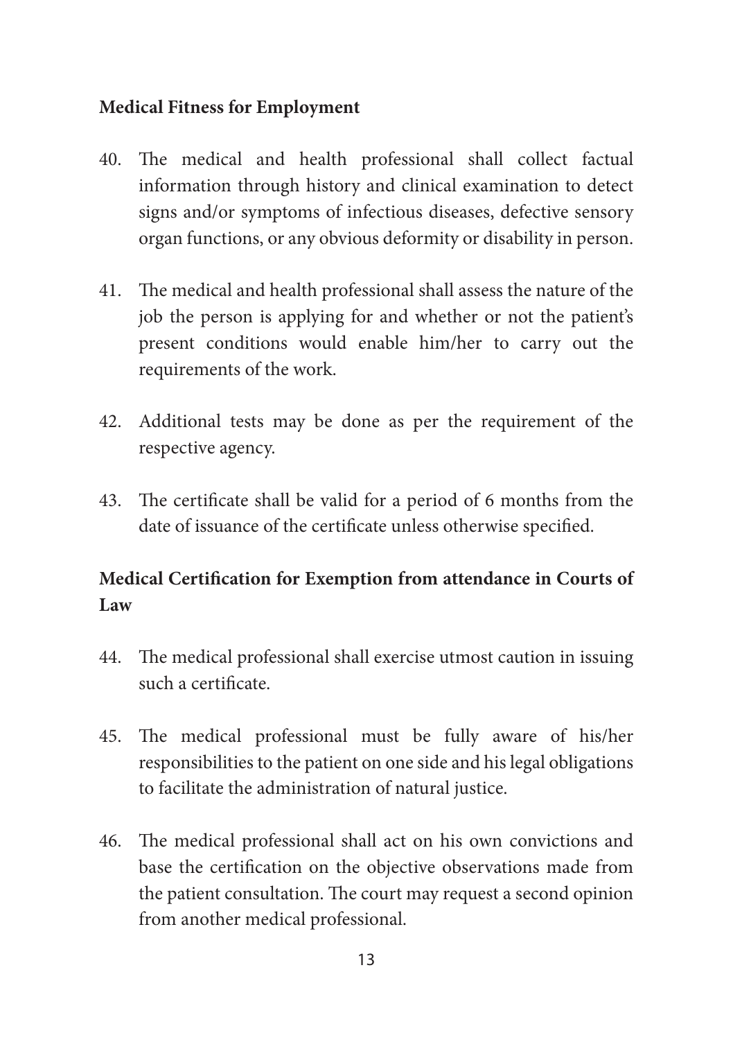**Medical Fitness for Employment**

40. The medical and health professional shall collect factual information through history and clinical examination to detect signs and/or symptoms of infectious diseases, defective sensory organ functions, or any obvious deformity or disability in person.

41. The medical and health professional shall assess the nature of the job the person is applying for and whether or not the patient's present conditions would enable him/her to carry out the requirements of the work.

42. Additional tests may be done as per the requirement of the respective agency.

43. The certificate shall be valid for a period of 6 months from the date of issuance of the certificate unless otherwise specified.

**Medical Certification for Exemption from attendance in Courts of Law**

44. The medical professional shall exercise utmost caution in issuing such a certificate.

45. The medical professional must be fully aware of his/her responsibilities to the patient on one side and his legal obligations to facilitate the administration of natural justice.

46. The medical professional shall act on his own convictions and base the certification on the objective observations made from the patient consultation. The court may request a second opinion from another medical professional.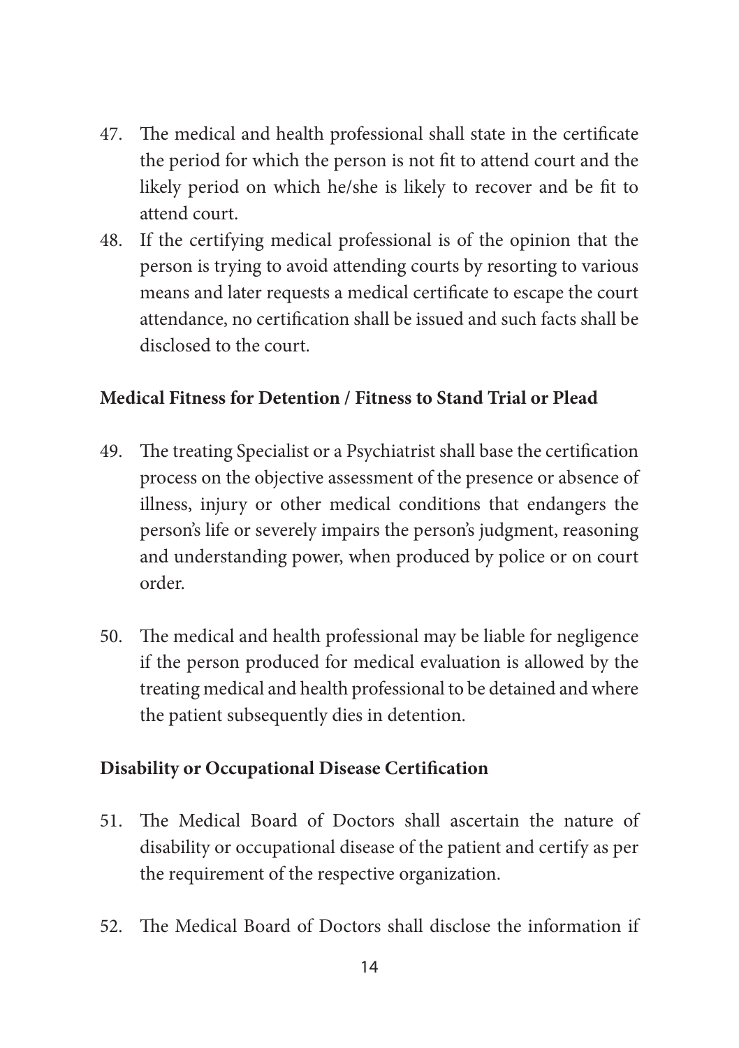47. The medical and health professional shall state in the certificate the period for which the person is not fit to attend court and the likely period on which he/she is likely to recover and be fit to attend court.
48. If the certifying medical professional is of the opinion that the person is trying to avoid attending courts by resorting to various means and later requests a medical certificate to escape the court attendance, no certification shall be issued and such facts shall be disclosed to the court.

**Medical Fitness for Detention / Fitness to Stand Trial or Plead**

49. The treating Specialist or a Psychiatrist shall base the certification process on the objective assessment of the presence or absence of illness, injury or other medical conditions that endangers the person's life or severely impairs the person's judgment, reasoning and understanding power, when produced by police or on court order.

50. The medical and health professional may be liable for negligence if the person produced for medical evaluation is allowed by the treating medical and health professional to be detained and where the patient subsequently dies in detention.

**Disability or Occupational Disease Certification**

51. The Medical Board of Doctors shall ascertain the nature of disability or occupational disease of the patient and certify as per the requirement of the respective organization.

52. The Medical Board of Doctors shall disclose the information if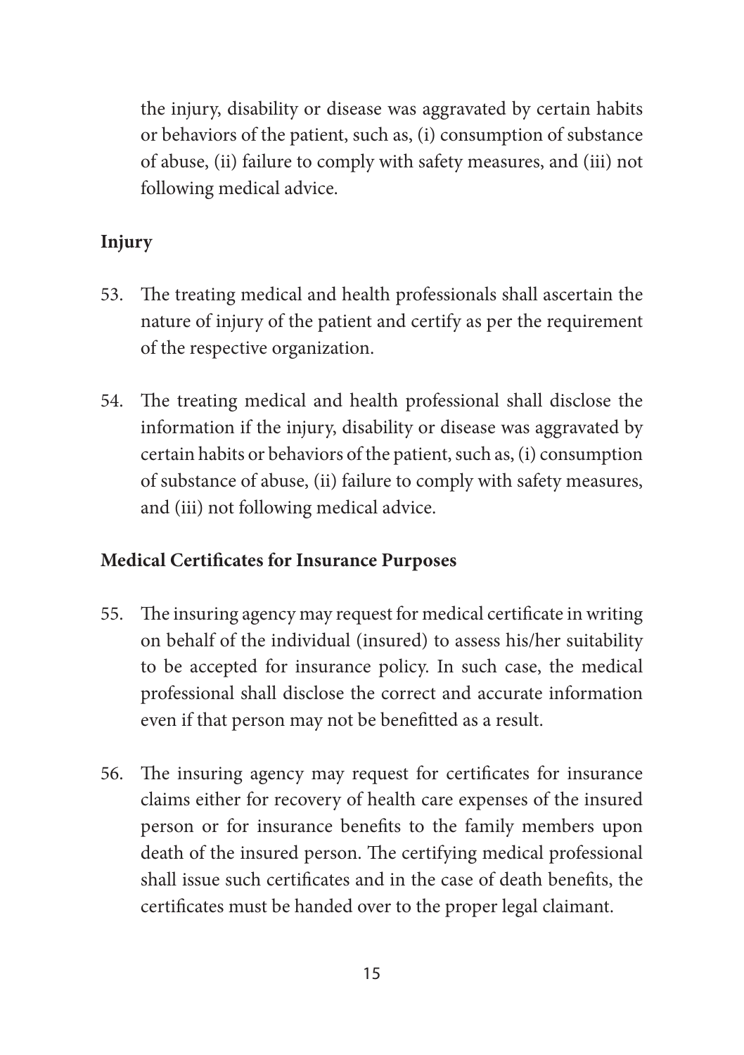the injury, disability or disease was aggravated by certain habits or behaviors of the patient, such as, (i) consumption of substance of abuse, (ii) failure to comply with safety measures, and (iii) not following medical advice.

**Injury**

53. The treating medical and health professionals shall ascertain the nature of injury of the patient and certify as per the requirement of the respective organization.

54. The treating medical and health professional shall disclose the information if the injury, disability or disease was aggravated by certain habits or behaviors of the patient, such as, (i) consumption of substance of abuse, (ii) failure to comply with safety measures, and (iii) not following medical advice.

**Medical Certificates for Insurance Purposes**

55. The insuring agency may request for medical certificate in writing on behalf of the individual (insured) to assess his/her suitability to be accepted for insurance policy. In such case, the medical professional shall disclose the correct and accurate information even if that person may not be benefitted as a result.

56. The insuring agency may request for certificates for insurance claims either for recovery of health care expenses of the insured person or for insurance benefits to the family members upon death of the insured person. The certifying medical professional shall issue such certificates and in the case of death benefits, the certificates must be handed over to the proper legal claimant.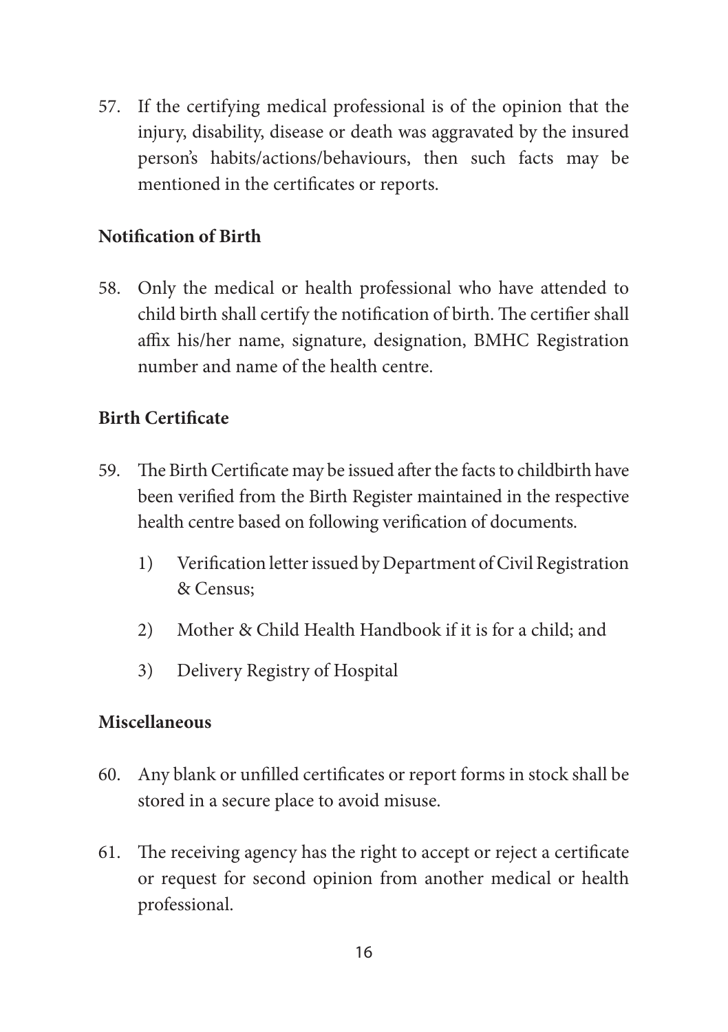57. If the certifying medical professional is of the opinion that the injury, disability, disease or death was aggravated by the insured person's habits/actions/behaviours, then such facts may be mentioned in the certificates or reports.

**Notification of Birth**

58. Only the medical or health professional who have attended to child birth shall certify the notification of birth. The certifier shall affix his/her name, signature, designation, BMHC Registration number and name of the health centre.

**Birth Certificate**

59. The Birth Certificate may be issued after the facts to childbirth have been verified from the Birth Register maintained in the respective health centre based on following verification of documents.

    1) Verification letter issued by Department of Civil Registration & Census;

    2) Mother & Child Health Handbook if it is for a child; and

    3) Delivery Registry of Hospital

**Miscellaneous**

60. Any blank or unfilled certificates or report forms in stock shall be stored in a secure place to avoid misuse.

61. The receiving agency has the right to accept or reject a certificate or request for second opinion from another medical or health professional.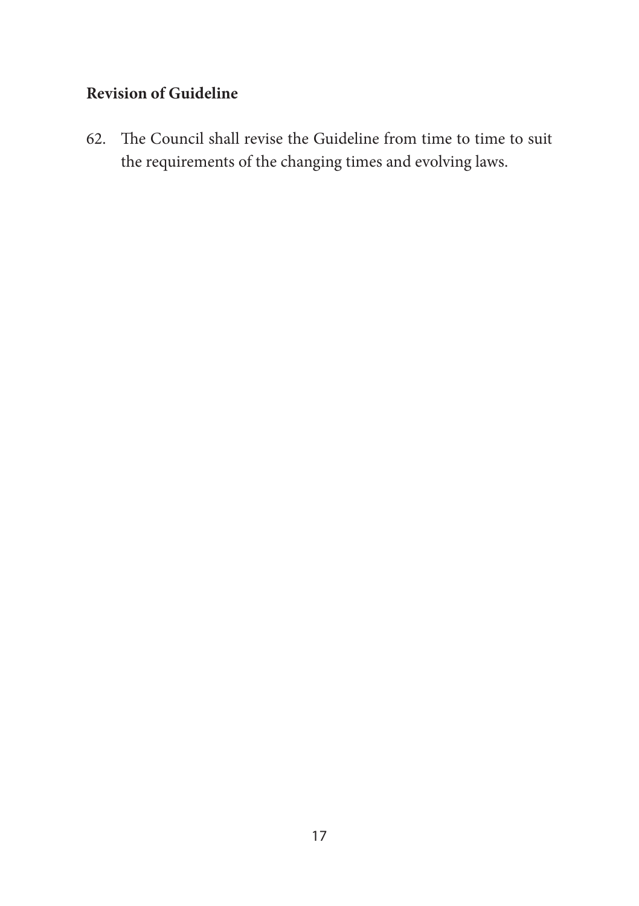**Revision of Guideline**

62. The Council shall revise the Guideline from time to time to suit the requirements of the changing times and evolving laws.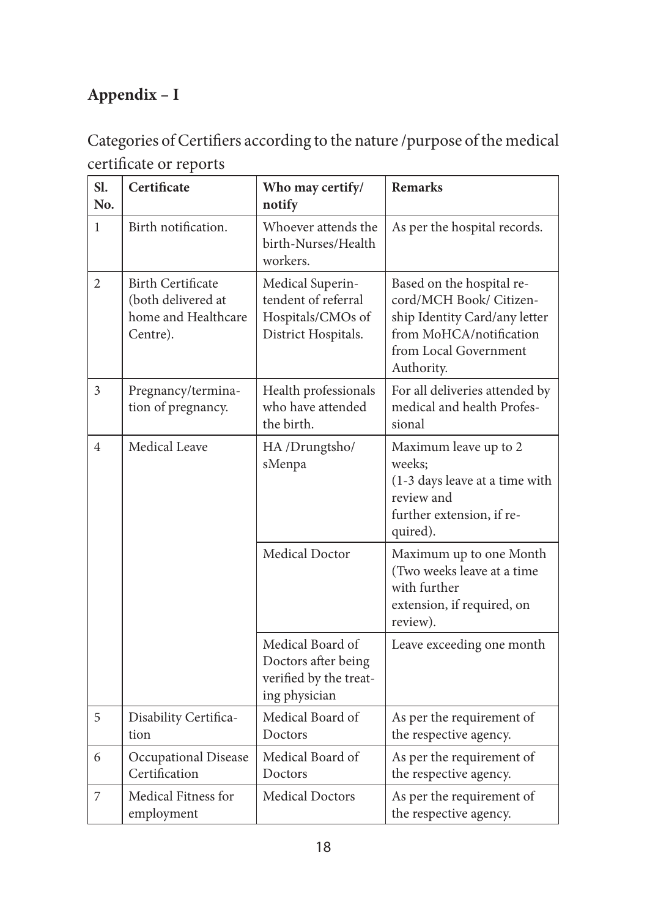## Appendix – I

Categories of Certifiers according to the nature /purpose of the medical certificate or reports

| Sl. No. | Certificate | Who may certify/ notify | Remarks |
|---|---|---|---|
| 1 | Birth notification. | Whoever attends the birth-Nurses/Health workers. | As per the hospital records. |
| 2 | Birth Certificate (both delivered at home and Healthcare Centre). | Medical Superintendent of referral Hospitals/CMOs of District Hospitals. | Based on the hospital record/MCH Book/ Citizenship Identity Card/any letter from MoHCA/notification from Local Government Authority. |
| 3 | Pregnancy/termination of pregnancy. | Health professionals who have attended the birth. | For all deliveries attended by medical and health Professional |
| 4 | Medical Leave | HA /Drungtsho/ sMenpa | Maximum leave up to 2 weeks; (1-3 days leave at a time with review and further extension, if required). |
| | | Medical Doctor | Maximum up to one Month (Two weeks leave at a time with further extension, if required, on review). |
| | | Medical Board of Doctors after being verified by the treating physician | Leave exceeding one month |
| 5 | Disability Certification | Medical Board of Doctors | As per the requirement of the respective agency. |
| 6 | Occupational Disease Certification | Medical Board of Doctors | As per the requirement of the respective agency. |
| 7 | Medical Fitness for employment | Medical Doctors | As per the requirement of the respective agency. |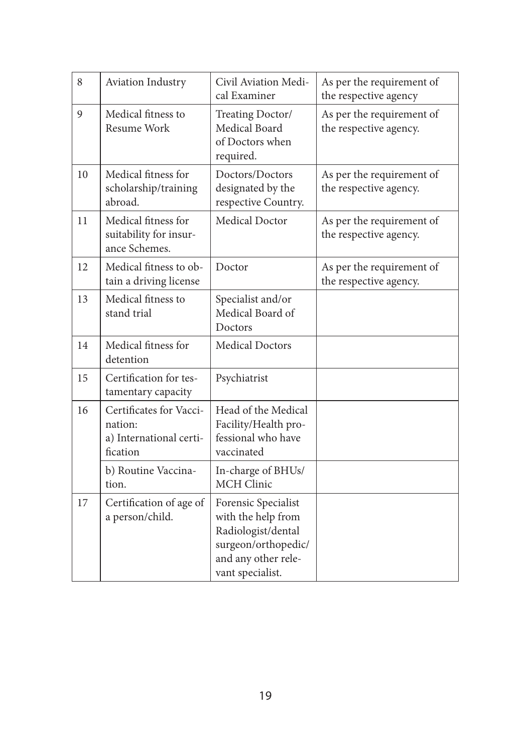| | | | |
|---|---|---|---|
| 8 | Aviation Industry | Civil Aviation Medical Examiner | As per the requirement of the respective agency |
| 9 | Medical fitness to Resume Work | Treating Doctor/ Medical Board of Doctors when required. | As per the requirement of the respective agency. |
| 10 | Medical fitness for scholarship/training abroad. | Doctors/Doctors designated by the respective Country. | As per the requirement of the respective agency. |
| 11 | Medical fitness for suitability for insurance Schemes. | Medical Doctor | As per the requirement of the respective agency. |
| 12 | Medical fitness to obtain a driving license | Doctor | As per the requirement of the respective agency. |
| 13 | Medical fitness to stand trial | Specialist and/or Medical Board of Doctors | |
| 14 | Medical fitness for detention | Medical Doctors | |
| 15 | Certification for testamentary capacity | Psychiatrist | |
| 16 | Certificates for Vaccination: a) International certification | Head of the Medical Facility/Health professional who have vaccinated | |
| | b) Routine Vaccination. | In-charge of BHUs/ MCH Clinic | |
| 17 | Certification of age of a person/child. | Forensic Specialist with the help from Radiologist/dental surgeon/orthopedic/ and any other relevant specialist. | |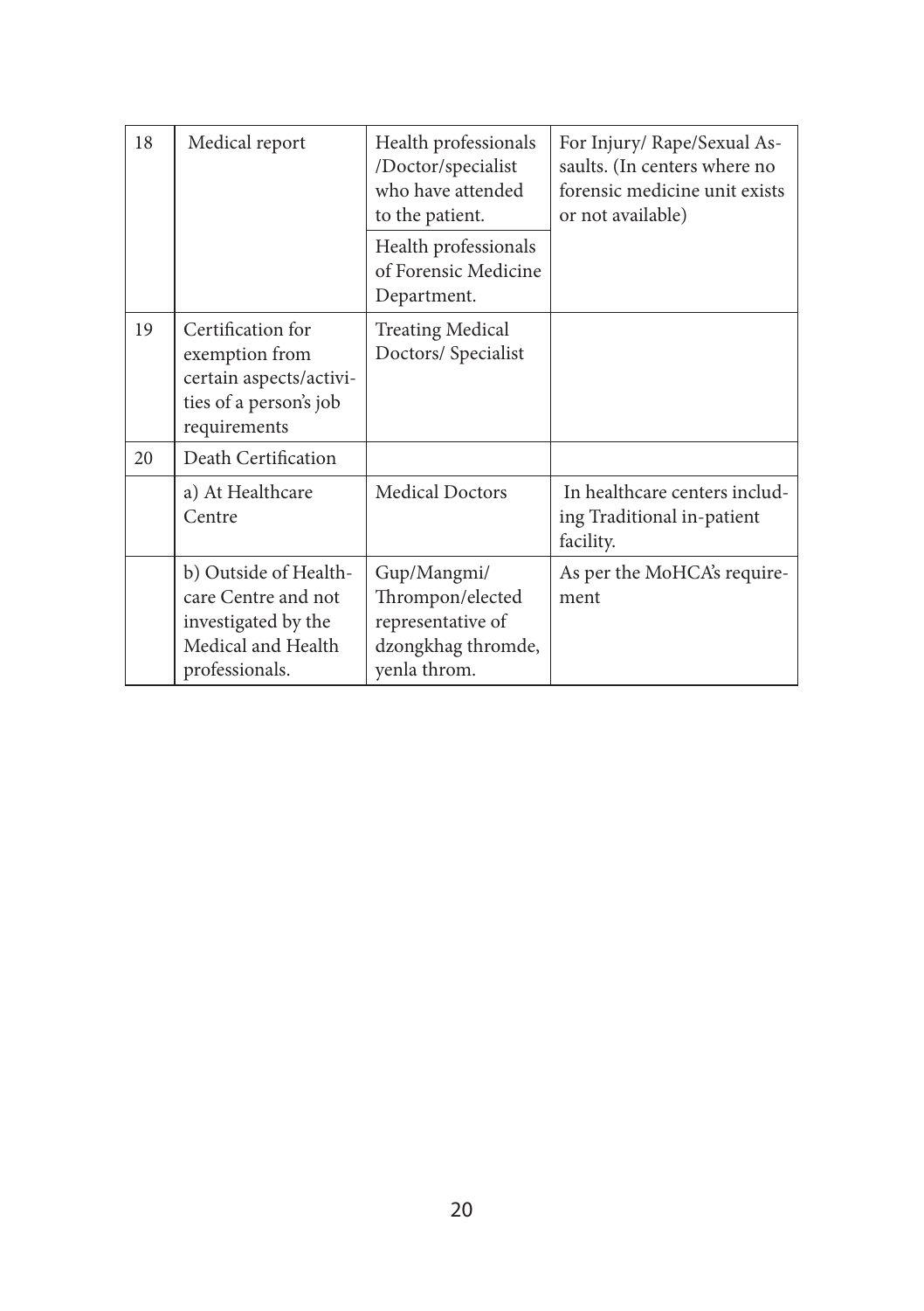| 18 | Medical report | Health professionals /Doctor/specialist who have attended to the patient. | For Injury/ Rape/Sexual Assaults. (In centers where no forensic medicine unit exists or not available) |
|---|---|---|---|
| | | Health professionals of Forensic Medicine Department. | |
| 19 | Certification for exemption from certain aspects/activities of a person's job requirements | Treating Medical Doctors/ Specialist | |
| 20 | Death Certification | | |
| | a) At Healthcare Centre | Medical Doctors | In healthcare centers including Traditional in-patient facility. |
| | b) Outside of Healthcare Centre and not investigated by the Medical and Health professionals. | Gup/Mangmi/ Thrompon/elected representative of dzongkhag thromde, yenla throm. | As per the MoHCA's requirement |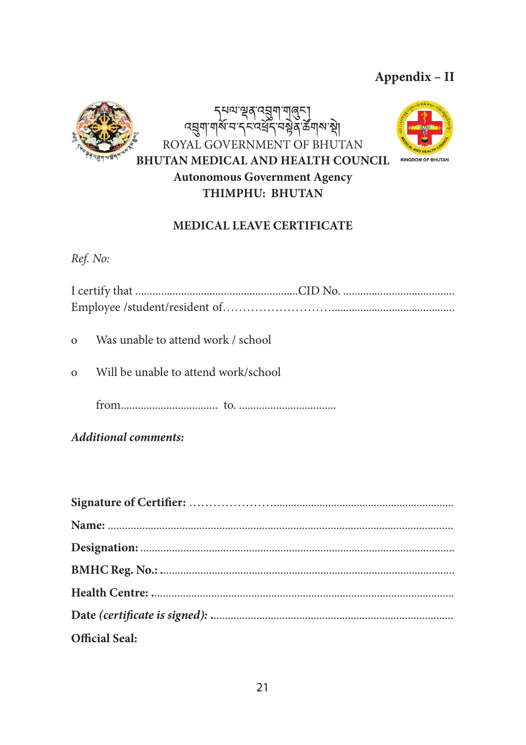**Appendix – II**

དཔལ་ལྡན་འབྲུག་གཞུང་།
འབྲུག་གསོ་བ་དང་འཕྲོད་བསྟེན་ཚོགས་སྡེ།

ROYAL GOVERNMENT OF BHUTAN

**BHUTAN MEDICAL AND HEALTH COUNCIL**

**Autonomous Government Agency**

**THIMPHU: BHUTAN**

KINGDOM OF BHUTAN

## MEDICAL LEAVE CERTIFICATE

*Ref. No:*

I certify that ........................................................CID No. ......................................
Employee /student/resident of.........................................................................

- o Was unable to attend work / school
- o Will be unable to attend work/school

from................................. to. .................................

***Additional comments:***

**Signature of Certifier:** ..............................................................................

**Name:** .......................................................................................................

**Designation:** ..............................................................................................

**BMHC Reg. No.:** ......................................................................................

**Health Centre:** .........................................................................................

**Date** ***(certificate is signed):*** ......................................................................

**Official Seal:**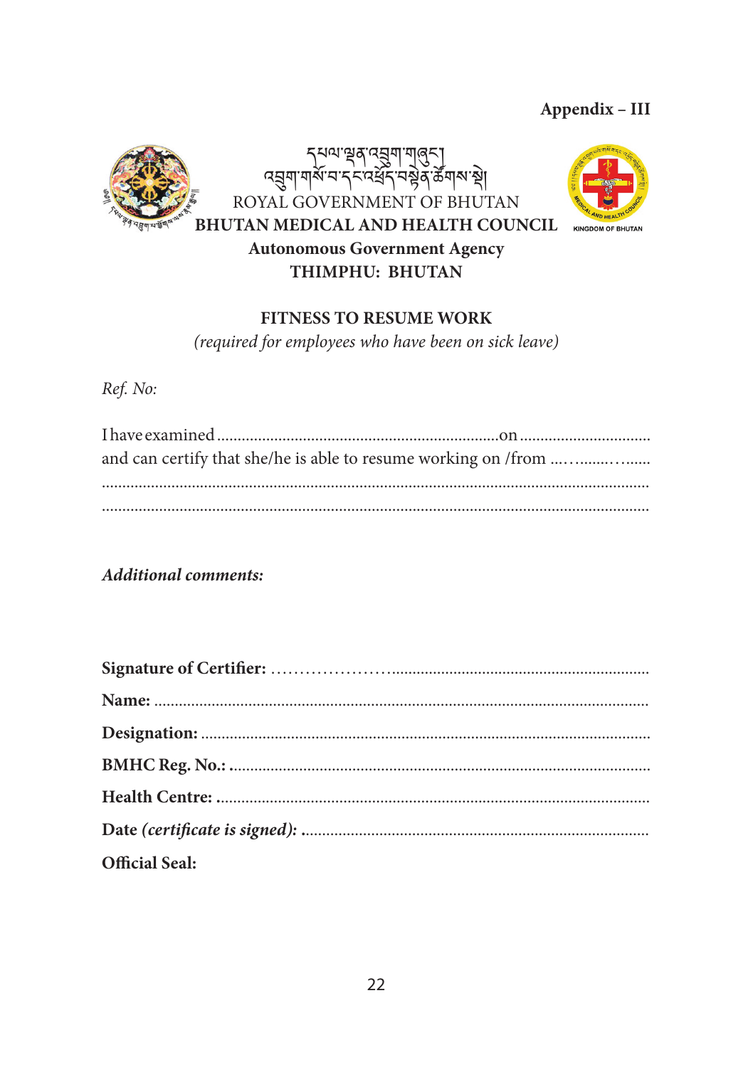**Appendix – III**

དཔལ་ལྡན་འབྲུག་གཞུང་།
འབྲུག་གསོ་བ་དང་འཕྲོད་བསྟེན་ཚོགས་སྡེ།

ROYAL GOVERNMENT OF BHUTAN

**BHUTAN MEDICAL AND HEALTH COUNCIL**

**Autonomous Government Agency**

**THIMPHU: BHUTAN**

KINGDOM OF BHUTAN

**FITNESS TO RESUME WORK**

*(required for employees who have been on sick leave)*

*Ref. No:*

I have examined .................................................................... on ...............................
and can certify that she/he is able to resume working on /from ............................
.....................................................................................................................................
.....................................................................................................................................

***Additional comments:***

**Signature of Certifier:** ..........................................................................................

**Name:** ......................................................................................................................

**Designation:** .............................................................................................................

**BMHC Reg. No.:** ......................................................................................................

**Health Centre:** ..........................................................................................................

**Date** ***(certificate is signed):*** ....................................................................................

**Official Seal:**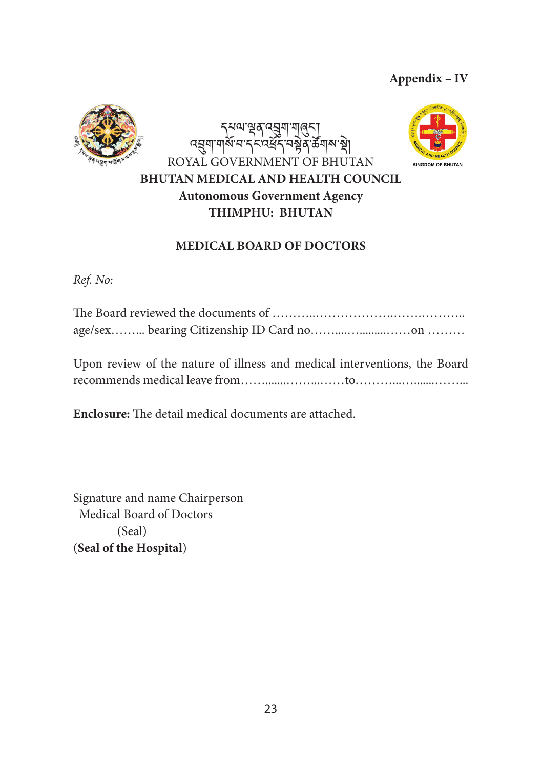**Appendix – IV**

དཔལ་ལྡན་འབྲུག་གཞུང་།
འབྲུག་གསོ་བ་དང་འཕྲོད་བསྟེན་ཚོགས་སྡེ།
ROYAL GOVERNMENT OF BHUTAN

**BHUTAN MEDICAL AND HEALTH COUNCIL**
**Autonomous Government Agency**
**THIMPHU: BHUTAN**

**MEDICAL BOARD OF DOCTORS**

*Ref. No:*

The Board reviewed the documents of ………..…………………..…….……….. age/sex……... bearing Citizenship ID Card no.……....…........……on ………

Upon review of the nature of illness and medical interventions, the Board recommends medical leave from……........……...……to.………...…........……...

**Enclosure:** The detail medical documents are attached.

Signature and name Chairperson
Medical Board of Doctors
(Seal)
(**Seal of the Hospital**)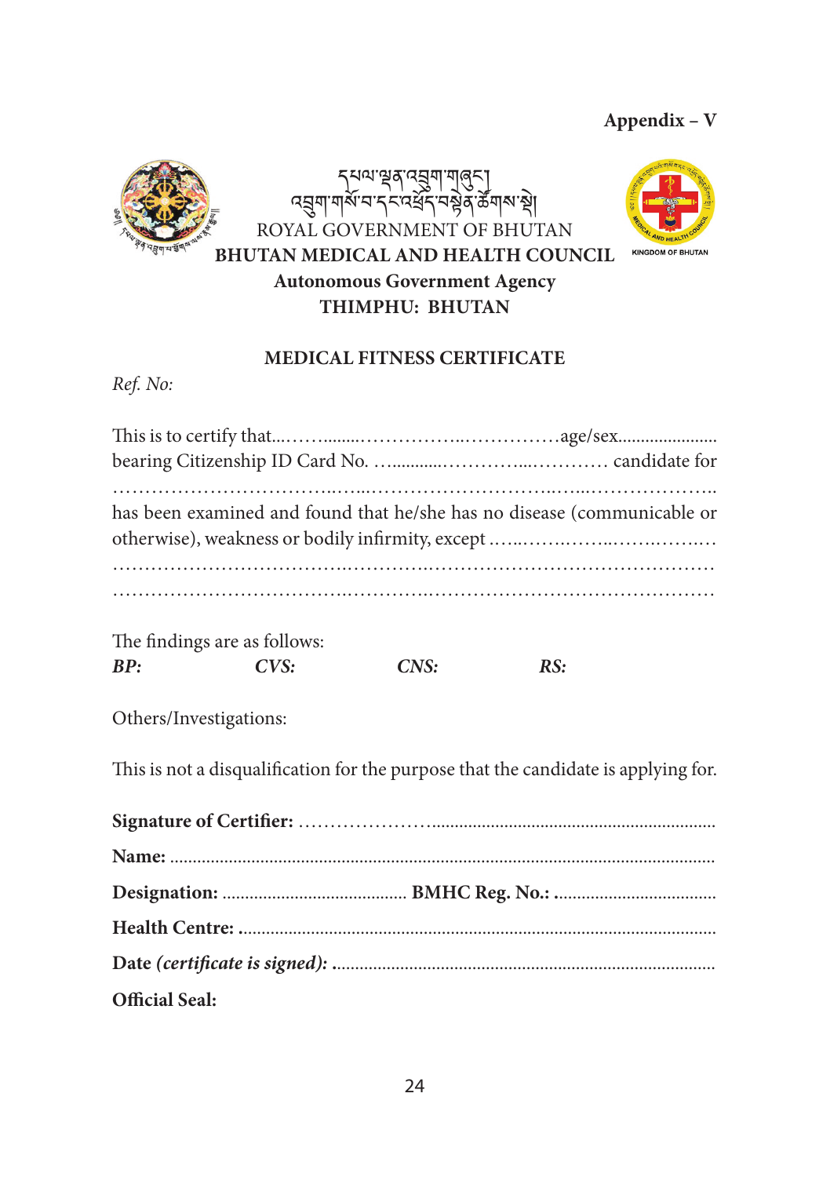**Appendix – V**

དཔལ་ལྡན་འབྲུག་གཞུང་།
འབྲུག་གསོ་བ་དང་འཕྲོད་བསྟེན་ཚོགས་སྡེ།
ROYAL GOVERNMENT OF BHUTAN
**BHUTAN MEDICAL AND HEALTH COUNCIL**
**Autonomous Government Agency**
**THIMPHU: BHUTAN**

KINGDOM OF BHUTAN

## MEDICAL FITNESS CERTIFICATE

*Ref. No:*

This is to certify that....…….........……………..……………age/sex...................... bearing Citizenship ID Card No. …............…………...………… candidate for ……………………………..…...……………………….…...……………….. has been examined and found that he/she has no disease (communicable or otherwise), weakness or bodily infirmity, except …...……..……...……..……..…
…………………………….…………..…………………………………….
…………………………….…………..…………………………………….

The findings are as follows:

***BP:*** ***CVS:*** ***CNS:*** ***RS:***

Others/Investigations:

This is not a disqualification for the purpose that the candidate is applying for.

**Signature of Certifier:** …………………...............................................................

**Name:** ........................................................................................................................

**Designation:** ........................................ **BMHC Reg. No.:** ...................................

**Health Centre:** .........................................................................................................

**Date** ***(certificate is signed):*** ....................................................................................

**Official Seal:**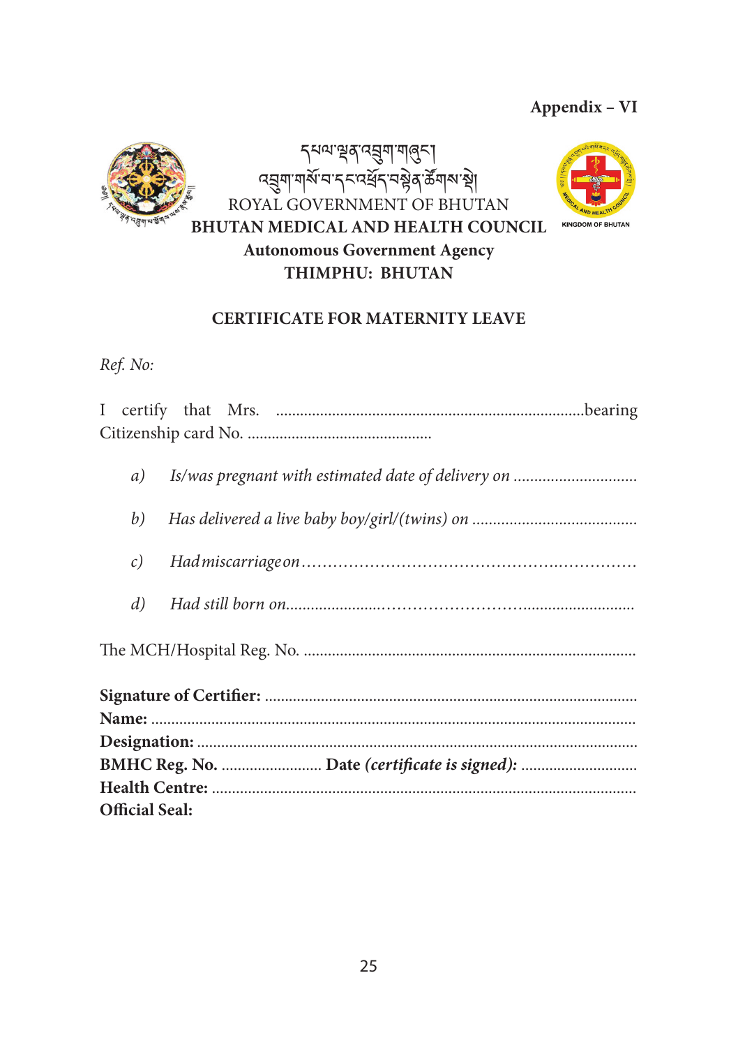**Appendix – VI**

དཔལ་ལྡན་འབྲུག་གཞུང་།
འབྲུག་གསོ་བ་དང་འཕྲོད་བསྟེན་ཚོགས་སྡེ།
ROYAL GOVERNMENT OF BHUTAN
**BHUTAN MEDICAL AND HEALTH COUNCIL**
**Autonomous Government Agency**
**THIMPHU: BHUTAN**

KINGDOM OF BHUTAN

**CERTIFICATE FOR MATERNITY LEAVE**

*Ref. No:*

I certify that Mrs. ..........................................................................bearing Citizenship card No. ............................................

a) *Is/was pregnant with estimated date of delivery on .............................*

b) *Has delivered a live baby boy/girl/(twins) on .......................................*

c) *Had miscarriage on ..........................................................................*

d) *Had still born on................................................................................*

The MCH/Hospital Reg. No. .................................................................................

**Signature of Certifier:** ..........................................................................................
**Name:** .......................................................................................................................
**Designation:** ............................................................................................................
**BMHC Reg. No.** ......................... **Date** ***(certificate is signed):*** ............................
**Health Centre:** ........................................................................................................
**Official Seal:**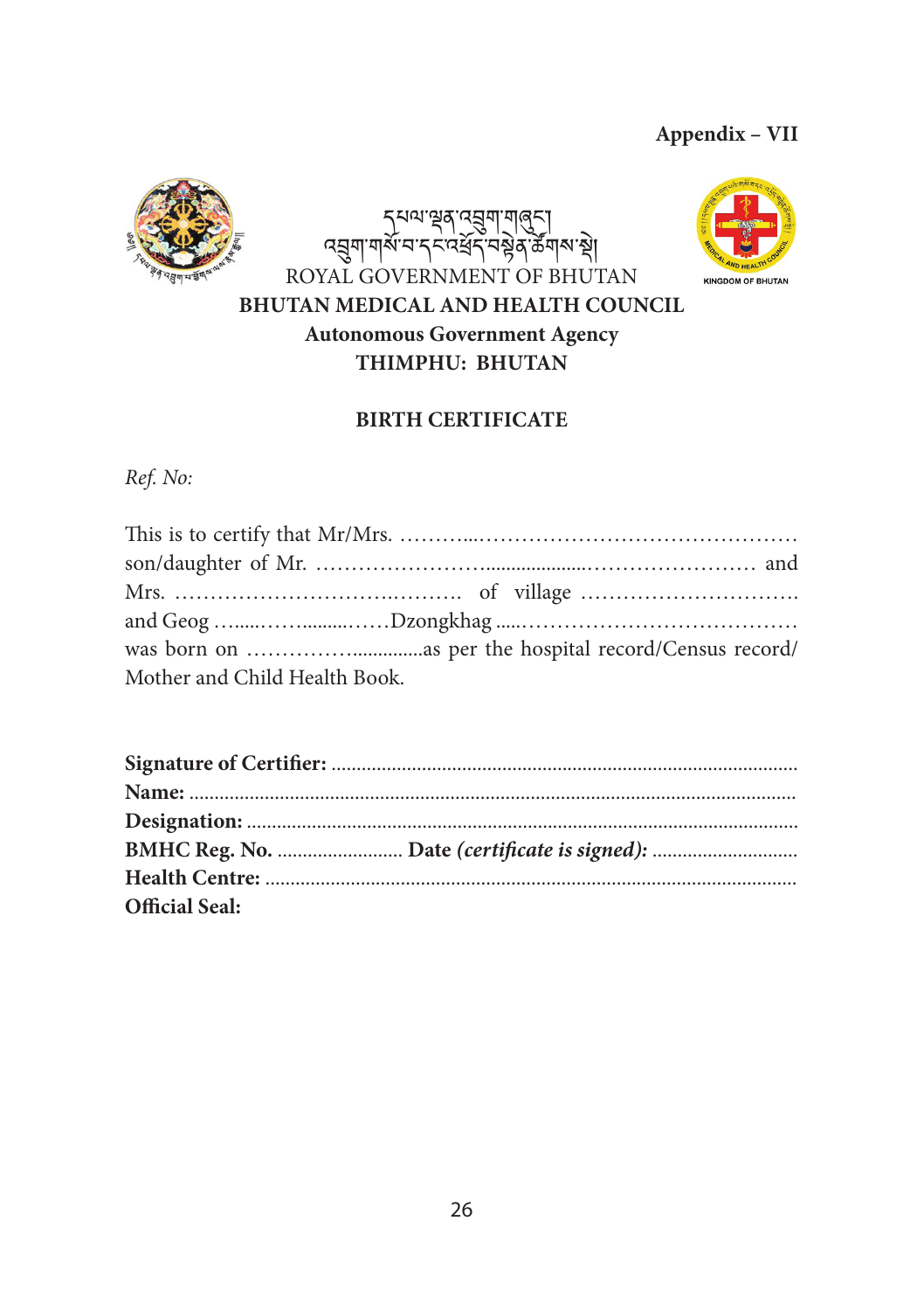**Appendix – VII**

དཔལ་ལྡན་འབྲུག་གཞུང་།
འབྲུག་གསོ་བ་དང་འཕྲོད་བསྟེན་ཚོགས་སྡེ།

ROYAL GOVERNMENT OF BHUTAN

**BHUTAN MEDICAL AND HEALTH COUNCIL**

**Autonomous Government Agency**

**THIMPHU: BHUTAN**

KINGDOM OF BHUTAN

## BIRTH CERTIFICATE

*Ref. No:*

This is to certify that Mr/Mrs. ……….….……………………………………… son/daughter of Mr. ………………….....................…………………… and Mrs. ………………………………..………. of village ………………………… and Geog ….......……..........……Dzongkhag .....………………………………… was born on ……………..............as per the hospital record/Census record/ Mother and Child Health Book.

**Signature of Certifier:** ..........................................................................................

**Name:** ......................................................................................................................

**Designation:** ..........................................................................................................

**BMHC Reg. No.** ......................... **Date** ***(certificate is signed):*** ............................

**Health Centre:** ........................................................................................................

**Official Seal:**